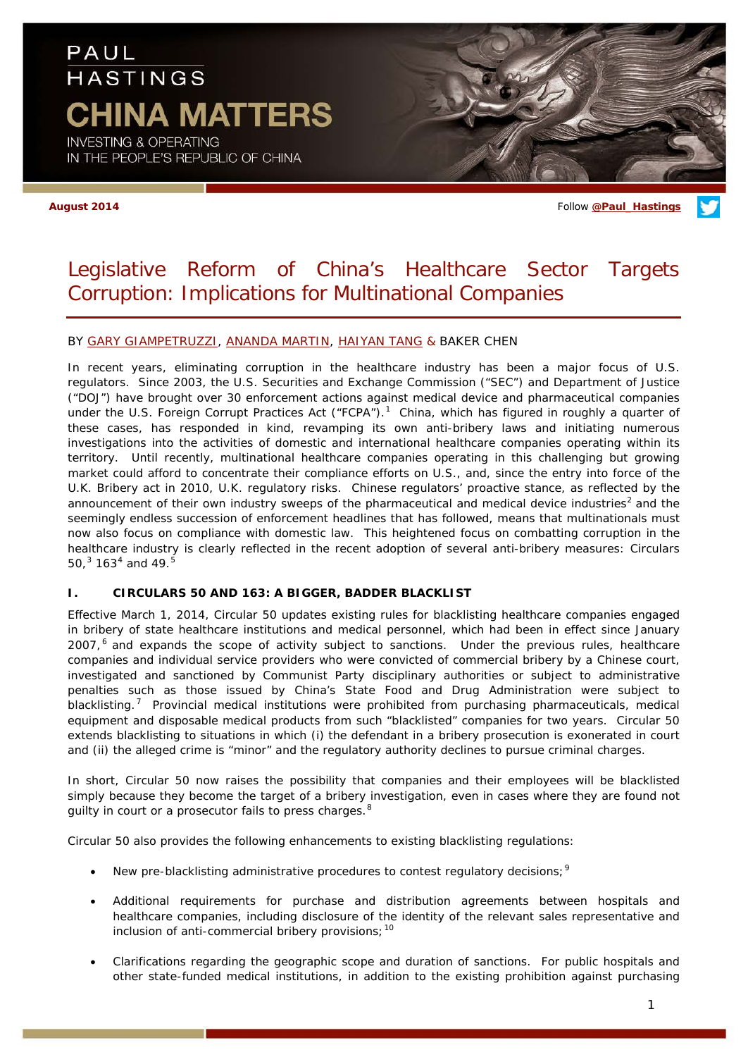PAUL HASTINGS

# CHINA MATTERS

INVESTING & OPERATING IN THE PEOPLE'S REPUBLIC OF CHINA

**August 2014**

Follow **@Paul_Hastings**

# Legislative Reform of China's Healthcare Sector Targets Corruption: Implications for Multinational Companies

BY GARY GIAMPETRUZZI, ANANDA MARTIN, HAIYAN TANG & BAKER CHEN

In recent years, eliminating corruption in the healthcare industry has been a major focus of U.S. regulators. Since 2003, the U.S. Securities and Exchange Commission ("SEC") and Department of Justice ("DOJ") have brought over 30 enforcement actions against medical device and pharmaceutical companies under the U.S. Foreign Corrupt Practices Act ("FCPA").[1] China, which has figured in roughly a quarter of these cases, has responded in kind, revamping its own anti-bribery laws and initiating numerous investigations into the activities of domestic and international healthcare companies operating within its territory. Until recently, multinational healthcare companies operating in this challenging but growing market could afford to concentrate their compliance efforts on U.S., and, since the entry into force of the U.K. Bribery act in 2010, U.K. regulatory risks. Chinese regulators' proactive stance, as reflected by the announcement of their own industry sweeps of the pharmaceutical and medical device industries[2] and the seemingly endless succession of enforcement headlines that has followed, means that multinationals must now also focus on compliance with domestic law. This heightened focus on combatting corruption in the healthcare industry is clearly reflected in the recent adoption of several anti-bribery measures: Circulars 50,[3] 163[4] and 49.[5]

## I. CIRCULARS 50 AND 163: A BIGGER, BADDER BLACKLIST

Effective March 1, 2014, Circular 50 updates existing rules for blacklisting healthcare companies engaged in bribery of state healthcare institutions and medical personnel, which had been in effect since January 2007,[6] and expands the scope of activity subject to sanctions. Under the previous rules, healthcare companies and individual service providers who were convicted of commercial bribery by a Chinese court, investigated and sanctioned by Communist Party disciplinary authorities or subject to administrative penalties such as those issued by China's State Food and Drug Administration were subject to blacklisting.[7] Provincial medical institutions were prohibited from purchasing pharmaceuticals, medical equipment and disposable medical products from such "blacklisted" companies for two years. Circular 50 extends blacklisting to situations in which (i) the defendant in a bribery prosecution is exonerated in court and (ii) the alleged crime is "minor" and the regulatory authority declines to pursue criminal charges.

In short, Circular 50 now raises the possibility that companies and their employees will be blacklisted simply because they become the target of a bribery investigation, even in cases where they are found not guilty in court or a prosecutor fails to press charges.[8]

Circular 50 also provides the following enhancements to existing blacklisting regulations:

- New pre-blacklisting administrative procedures to contest regulatory decisions;[9]
- Additional requirements for purchase and distribution agreements between hospitals and healthcare companies, including disclosure of the identity of the relevant sales representative and inclusion of anti-commercial bribery provisions;[10]
- Clarifications regarding the geographic scope and duration of sanctions. For public hospitals and other state-funded medical institutions, in addition to the existing prohibition against purchasing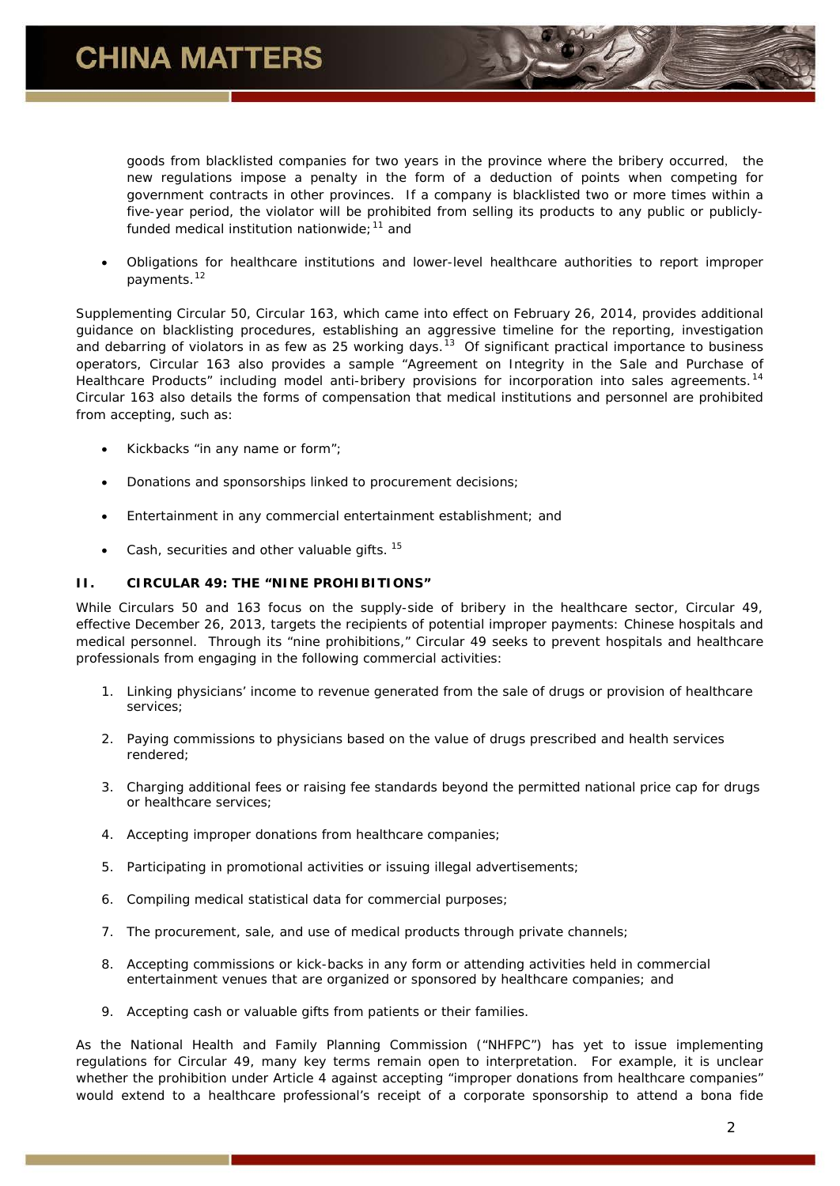goods from blacklisted companies for two years in the province where the bribery occurred, the new regulations impose a penalty in the form of a deduction of points when competing for government contracts in other provinces. If a company is blacklisted two or more times within a five-year period, the violator will be prohibited from selling its products to any public or publicly-funded medical institution nationwide;[11] and

- Obligations for healthcare institutions and lower-level healthcare authorities to report improper payments.[12]

Supplementing Circular 50, Circular 163, which came into effect on February 26, 2014, provides additional guidance on blacklisting procedures, establishing an aggressive timeline for the reporting, investigation and debarring of violators in as few as 25 working days.[13] Of significant practical importance to business operators, Circular 163 also provides a sample "Agreement on Integrity in the Sale and Purchase of Healthcare Products" including model anti-bribery provisions for incorporation into sales agreements.[14] Circular 163 also details the forms of compensation that medical institutions and personnel are prohibited from accepting, such as:

- Kickbacks "in any name or form";
- Donations and sponsorships linked to procurement decisions;
- Entertainment in any commercial entertainment establishment; and
- Cash, securities and other valuable gifts.[15]

### II. CIRCULAR 49: THE "NINE PROHIBITIONS"

While Circulars 50 and 163 focus on the supply-side of bribery in the healthcare sector, Circular 49, effective December 26, 2013, targets the recipients of potential improper payments: Chinese hospitals and medical personnel. Through its "nine prohibitions," Circular 49 seeks to prevent hospitals and healthcare professionals from engaging in the following commercial activities:

1. Linking physicians' income to revenue generated from the sale of drugs or provision of healthcare services;
2. Paying commissions to physicians based on the value of drugs prescribed and health services rendered;
3. Charging additional fees or raising fee standards beyond the permitted national price cap for drugs or healthcare services;
4. Accepting improper donations from healthcare companies;
5. Participating in promotional activities or issuing illegal advertisements;
6. Compiling medical statistical data for commercial purposes;
7. The procurement, sale, and use of medical products through private channels;
8. Accepting commissions or kick-backs in any form or attending activities held in commercial entertainment venues that are organized or sponsored by healthcare companies; and
9. Accepting cash or valuable gifts from patients or their families.

As the National Health and Family Planning Commission ("NHFPC") has yet to issue implementing regulations for Circular 49, many key terms remain open to interpretation. For example, it is unclear whether the prohibition under Article 4 against accepting "improper donations from healthcare companies" would extend to a healthcare professional's receipt of a corporate sponsorship to attend a bona fide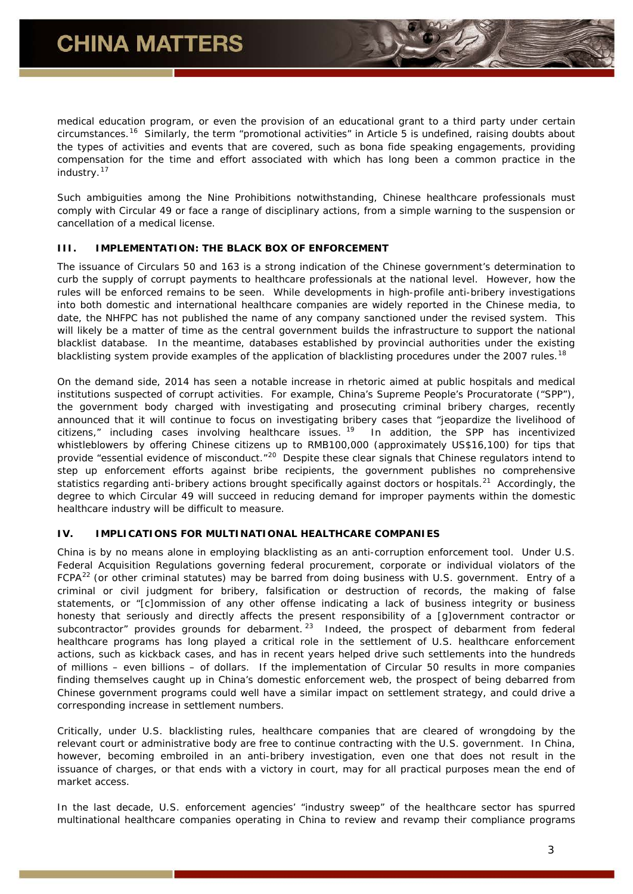medical education program, or even the provision of an educational grant to a third party under certain circumstances.[16] Similarly, the term "promotional activities" in Article 5 is undefined, raising doubts about the types of activities and events that are covered, such as bona fide speaking engagements, providing compensation for the time and effort associated with which has long been a common practice in the industry.[17]

Such ambiguities among the Nine Prohibitions notwithstanding, Chinese healthcare professionals must comply with Circular 49 or face a range of disciplinary actions, from a simple warning to the suspension or cancellation of a medical license.

## III. IMPLEMENTATION: THE BLACK BOX OF ENFORCEMENT

The issuance of Circulars 50 and 163 is a strong indication of the Chinese government's determination to curb the supply of corrupt payments to healthcare professionals at the national level. However, how the rules will be enforced remains to be seen. While developments in high-profile anti-bribery investigations into both domestic and international healthcare companies are widely reported in the Chinese media, to date, the NHFPC has not published the name of any company sanctioned under the revised system. This will likely be a matter of time as the central government builds the infrastructure to support the national blacklist database. In the meantime, databases established by provincial authorities under the existing blacklisting system provide examples of the application of blacklisting procedures under the 2007 rules.[18]

On the demand side, 2014 has seen a notable increase in rhetoric aimed at public hospitals and medical institutions suspected of corrupt activities. For example, China's Supreme People's Procuratorate ("SPP"), the government body charged with investigating and prosecuting criminal bribery charges, recently announced that it will continue to focus on investigating bribery cases that "jeopardize the livelihood of citizens," including cases involving healthcare issues.[19] In addition, the SPP has incentivized whistleblowers by offering Chinese citizens up to RMB100,000 (approximately US$16,100) for tips that provide "essential evidence of misconduct."[20] Despite these clear signals that Chinese regulators intend to step up enforcement efforts against bribe recipients, the government publishes no comprehensive statistics regarding anti-bribery actions brought specifically against doctors or hospitals.[21] Accordingly, the degree to which Circular 49 will succeed in reducing demand for improper payments within the domestic healthcare industry will be difficult to measure.

## IV. IMPLICATIONS FOR MULTINATIONAL HEALTHCARE COMPANIES

China is by no means alone in employing blacklisting as an anti-corruption enforcement tool. Under U.S. Federal Acquisition Regulations governing federal procurement, corporate or individual violators of the FCPA[22] (or other criminal statutes) may be barred from doing business with U.S. government. Entry of a criminal or civil judgment for bribery, falsification or destruction of records, the making of false statements, or "[c]ommission of any other offense indicating a lack of business integrity or business honesty that seriously and directly affects the present responsibility of a [g]overnment contractor or subcontractor" provides grounds for debarment.[23] Indeed, the prospect of debarment from federal healthcare programs has long played a critical role in the settlement of U.S. healthcare enforcement actions, such as kickback cases, and has in recent years helped drive such settlements into the hundreds of millions – even billions – of dollars. If the implementation of Circular 50 results in more companies finding themselves caught up in China's domestic enforcement web, the prospect of being debarred from Chinese government programs could well have a similar impact on settlement strategy, and could drive a corresponding increase in settlement numbers.

Critically, under U.S. blacklisting rules, healthcare companies that are cleared of wrongdoing by the relevant court or administrative body are free to continue contracting with the U.S. government. In China, however, becoming embroiled in an anti-bribery investigation, even one that does not result in the issuance of charges, or that ends with a victory in court, may for all practical purposes mean the end of market access.

In the last decade, U.S. enforcement agencies' "industry sweep" of the healthcare sector has spurred multinational healthcare companies operating in China to review and revamp their compliance programs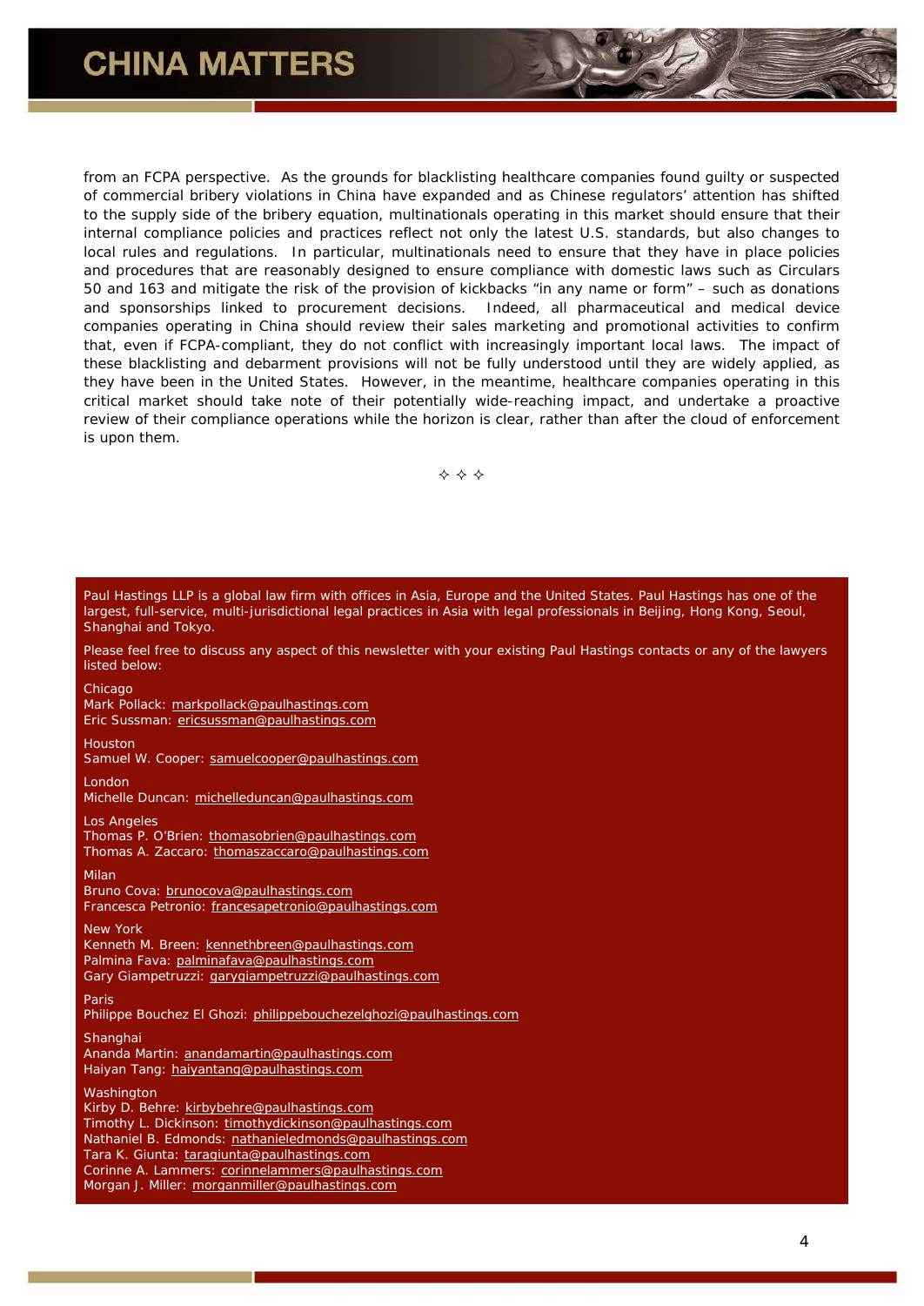from an FCPA perspective. As the grounds for blacklisting healthcare companies found guilty or suspected of commercial bribery violations in China have expanded and as Chinese regulators' attention has shifted to the supply side of the bribery equation, multinationals operating in this market should ensure that their internal compliance policies and practices reflect not only the latest U.S. standards, but also changes to local rules and regulations. In particular, multinationals need to ensure that they have in place policies and procedures that are reasonably designed to ensure compliance with domestic laws such as Circulars 50 and 163 and mitigate the risk of the provision of kickbacks "in any name or form" – such as donations and sponsorships linked to procurement decisions. Indeed, all pharmaceutical and medical device companies operating in China should review their sales marketing and promotional activities to confirm that, even if FCPA-compliant, they do not conflict with increasingly important local laws. The impact of these blacklisting and debarment provisions will not be fully understood until they are widely applied, as they have been in the United States. However, in the meantime, healthcare companies operating in this critical market should take note of their potentially wide-reaching impact, and undertake a proactive review of their compliance operations while the horizon is clear, rather than after the cloud of enforcement is upon them.

✧ ✧ ✧

Paul Hastings LLP is a global law firm with offices in Asia, Europe and the United States. Paul Hastings has one of the largest, full-service, multi-jurisdictional legal practices in Asia with legal professionals in Beijing, Hong Kong, Seoul, Shanghai and Tokyo.

Please feel free to discuss any aspect of this newsletter with your existing Paul Hastings contacts or any of the lawyers listed below:

Chicago
Mark Pollack: markpollack@paulhastings.com
Eric Sussman: ericsussman@paulhastings.com

Houston
Samuel W. Cooper: samuelcooper@paulhastings.com

London
Michelle Duncan: michelleduncan@paulhastings.com

Los Angeles
Thomas P. O'Brien: thomasobrien@paulhastings.com
Thomas A. Zaccaro: thomaszaccaro@paulhastings.com

Milan
Bruno Cova: brunocova@paulhastings.com
Francesca Petronio: francesapetronio@paulhastings.com

New York
Kenneth M. Breen: kennethbreen@paulhastings.com
Palmina Fava: palminafava@paulhastings.com
Gary Giampetruzzi: garygiampetruzzi@paulhastings.com

Paris
Philippe Bouchez El Ghozi: philippebouchezelghozi@paulhastings.com

Shanghai
Ananda Martin: anandamartin@paulhastings.com
Haiyan Tang: haiyantang@paulhastings.com

Washington
Kirby D. Behre: kirbybehre@paulhastings.com
Timothy L. Dickinson: timothydickinson@paulhastings.com
Nathaniel B. Edmonds: nathanieledmonds@paulhastings.com
Tara K. Giunta: taragiunta@paulhastings.com
Corinne A. Lammers: corinnelammers@paulhastings.com
Morgan J. Miller: morganmiller@paulhastings.com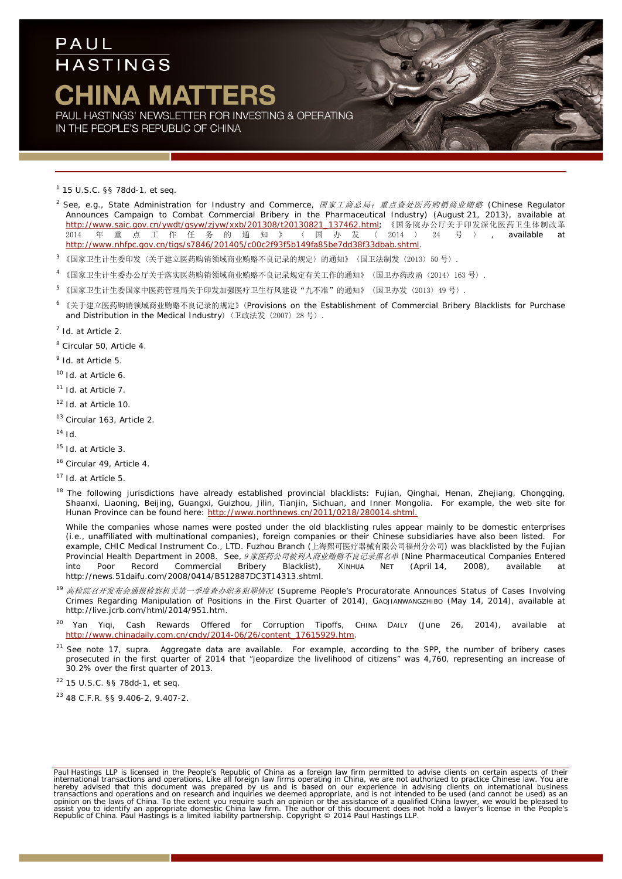[1] 15 U.S.C. §§ 78dd-1, et seq.

[2] See, e.g., State Administration for Industry and Commerce, *国家工商总局：重点查处医药购销商业贿赂* (Chinese Regulator Announces Campaign to Combat Commercial Bribery in the Pharmaceutical Industry) (August 21, 2013), available at http://www.saic.gov.cn/ywdt/gsyw/zjyw/xxb/201308/t20130821_137462.html; 《国务院办公厅关于印发深化医药卫生体制改革2014年重点工作任务的通知》〈国办发〈2014〉24号〉, available at http://www.nhfpc.gov.cn/tigs/s7846/201405/c00c2f93f5b149fa85be7dd38f33dbab.shtml.

[3] 《国家卫生计生委印发〈关于建立医药购销领域商业贿赂不良记录的规定〉的通知》〈国卫法制发〈2013〉50号〉.

[4] 《国家卫生计生委办公厅关于落实医药购销领域商业贿赂不良记录规定有关工作的通知》〈国卫办药政函〈2014〉163号〉.

[5] 《国家卫生计生委国家中医药管理局关于印发加强医疗卫生行风建设"九不准"的通知》〈国卫办发〈2013〉49号〉.

[6] 《关于建立医药购销领域商业贿赂不良记录的规定》(Provisions on the Establishment of Commercial Bribery Blacklists for Purchase and Distribution in the Medical Industry)〈卫政法发〈2007〉28号〉.

[7] Id. at Article 2.

[8] Circular 50, Article 4.

[9] Id. at Article 5.

[10] Id. at Article 6.

[11] Id. at Article 7.

[12] Id. at Article 10.

[13] Circular 163, Article 2.

[14] Id.

[15] Id. at Article 3.

[16] Circular 49, Article 4.

[17] Id. at Article 5.

[18] The following jurisdictions have already established provincial blacklists: Fujian, Qinghai, Henan, Zhejiang, Chongqing, Shaanxi, Liaoning, Beijing, Guangxi, Guizhou, Jilin, Tianjin, Sichuan, and Inner Mongolia. For example, the web site for Hunan Province can be found here: http://www.northnews.cn/2011/0218/280014.shtml.

While the companies whose names were posted under the old blacklisting rules appear mainly to be domestic enterprises (i.e., unaffiliated with multinational companies), foreign companies or their Chinese subsidiaries have also been listed. For example, CHIC Medical Instrument Co., LTD. Fuzhou Branch (上海熙可医疗器械有限公司福州分公司) was blacklisted by the Fujian Provincial Health Department in 2008. See, *9家医药公司被列入商业贿赂不良记录黑名单* (Nine Pharmaceutical Companies Entered into Poor Record Commercial Bribery Blacklist), XINHUA NET (April 14, 2008), available at http://news.51daifu.com/2008/0414/B512887DC3T14313.shtml.

[19] *高检院召开发布会通报检察机关第一季度查办职务犯罪情况* (Supreme People's Procuratorate Announces Status of Cases Involving Crimes Regarding Manipulation of Positions in the First Quarter of 2014), GAOJIANWANGZHIBO (May 14, 2014), available at http://live.jcrb.com/html/2014/951.htm.

[20] Yan Yiqi, Cash Rewards Offered for Corruption Tipoffs, CHINA DAILY (June 26, 2014), available at http://www.chinadaily.com.cn/cndy/2014-06/26/content_17615929.htm.

[21] See note 17, supra. Aggregate data are available. For example, according to the SPP, the number of bribery cases prosecuted in the first quarter of 2014 that "jeopardize the livelihood of citizens" was 4,760, representing an increase of 30.2% over the first quarter of 2013.

[22] 15 U.S.C. §§ 78dd-1, et seq.

[23] 48 C.F.R. §§ 9.406-2, 9.407-2.

Paul Hastings LLP is licensed in the People's Republic of China as a foreign law firm permitted to advise clients on certain aspects of their international transactions and operations. Like all foreign law firms operating in China, we are not authorized to practice Chinese law. You are hereby advised that this document was prepared by us and is based on our experience in advising clients on international business transactions and operations and on research and inquiries we deemed appropriate, and is not intended to be used (and cannot be used) as an opinion on the laws of China. To the extent you require such an opinion or the assistance of a qualified China lawyer, we would be pleased to assist you to identify an appropriate domestic China law firm. The author of this document does not hold a lawyer's license in the People's Republic of China. Paul Hastings is a limited liability partnership. Copyright © 2014 Paul Hastings LLP.